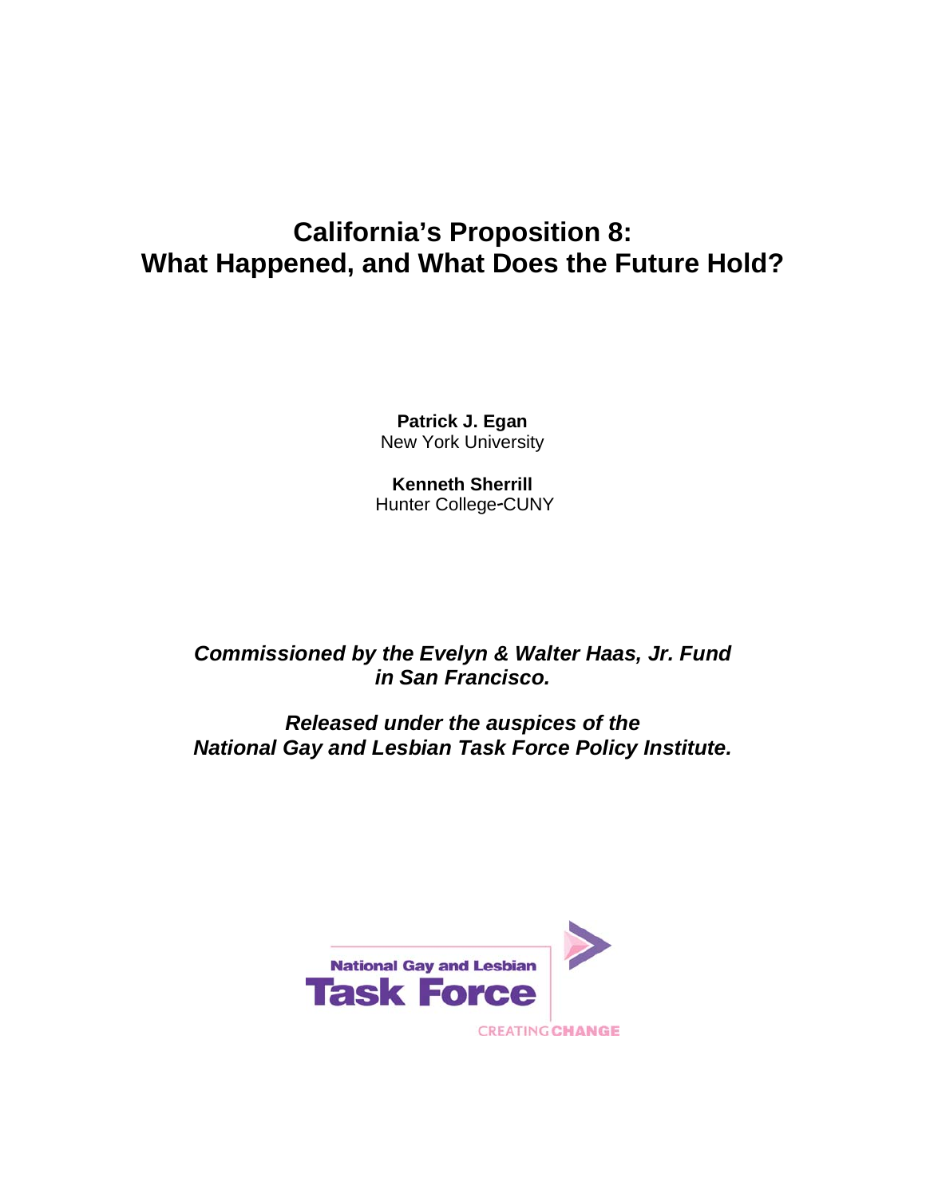# California's Proposition 8: What Happened, and What Does the Future Hold?

**Patrick J. Egan**
New York University

**Kenneth Sherrill**
Hunter College-CUNY

***Commissioned by the Evelyn & Walter Haas, Jr. Fund in San Francisco.***

***Released under the auspices of the National Gay and Lesbian Task Force Policy Institute.***

National Gay and Lesbian
Task Force
CREATING CHANGE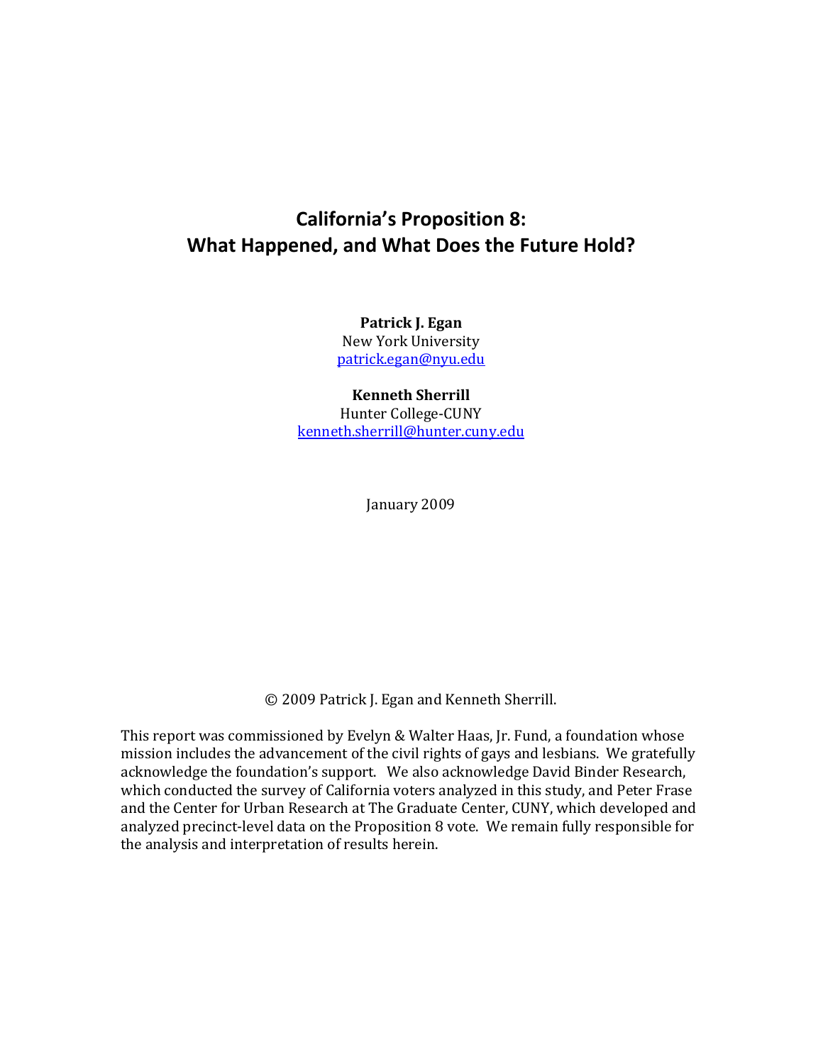# California's Proposition 8: What Happened, and What Does the Future Hold?

**Patrick J. Egan**
New York University
patrick.egan@nyu.edu

**Kenneth Sherrill**
Hunter College-CUNY
kenneth.sherrill@hunter.cuny.edu

January 2009

© 2009 Patrick J. Egan and Kenneth Sherrill.

This report was commissioned by Evelyn & Walter Haas, Jr. Fund, a foundation whose mission includes the advancement of the civil rights of gays and lesbians. We gratefully acknowledge the foundation's support. We also acknowledge David Binder Research, which conducted the survey of California voters analyzed in this study, and Peter Frase and the Center for Urban Research at The Graduate Center, CUNY, which developed and analyzed precinct-level data on the Proposition 8 vote. We remain fully responsible for the analysis and interpretation of results herein.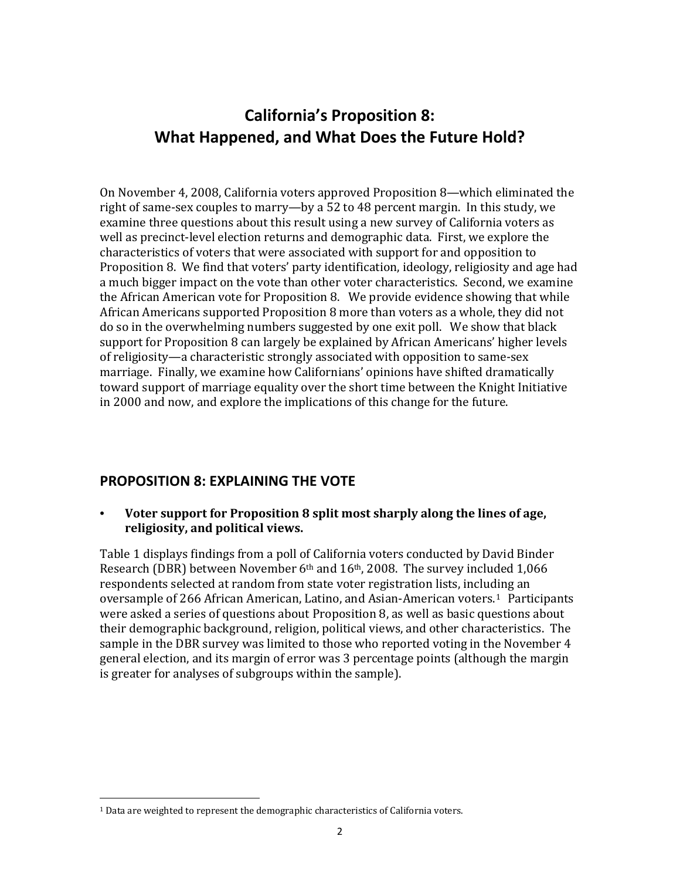# California's Proposition 8: What Happened, and What Does the Future Hold?

On November 4, 2008, California voters approved Proposition 8—which eliminated the right of same-sex couples to marry—by a 52 to 48 percent margin. In this study, we examine three questions about this result using a new survey of California voters as well as precinct-level election returns and demographic data. First, we explore the characteristics of voters that were associated with support for and opposition to Proposition 8. We find that voters' party identification, ideology, religiosity and age had a much bigger impact on the vote than other voter characteristics. Second, we examine the African American vote for Proposition 8. We provide evidence showing that while African Americans supported Proposition 8 more than voters as a whole, they did not do so in the overwhelming numbers suggested by one exit poll. We show that black support for Proposition 8 can largely be explained by African Americans' higher levels of religiosity—a characteristic strongly associated with opposition to same-sex marriage. Finally, we examine how Californians' opinions have shifted dramatically toward support of marriage equality over the short time between the Knight Initiative in 2000 and now, and explore the implications of this change for the future.

## PROPOSITION 8: EXPLAINING THE VOTE

- **Voter support for Proposition 8 split most sharply along the lines of age, religiosity, and political views.**

Table 1 displays findings from a poll of California voters conducted by David Binder Research (DBR) between November 6th and 16th, 2008. The survey included 1,066 respondents selected at random from state voter registration lists, including an oversample of 266 African American, Latino, and Asian-American voters.[1] Participants were asked a series of questions about Proposition 8, as well as basic questions about their demographic background, religion, political views, and other characteristics. The sample in the DBR survey was limited to those who reported voting in the November 4 general election, and its margin of error was 3 percentage points (although the margin is greater for analyses of subgroups within the sample).

[1] Data are weighted to represent the demographic characteristics of California voters.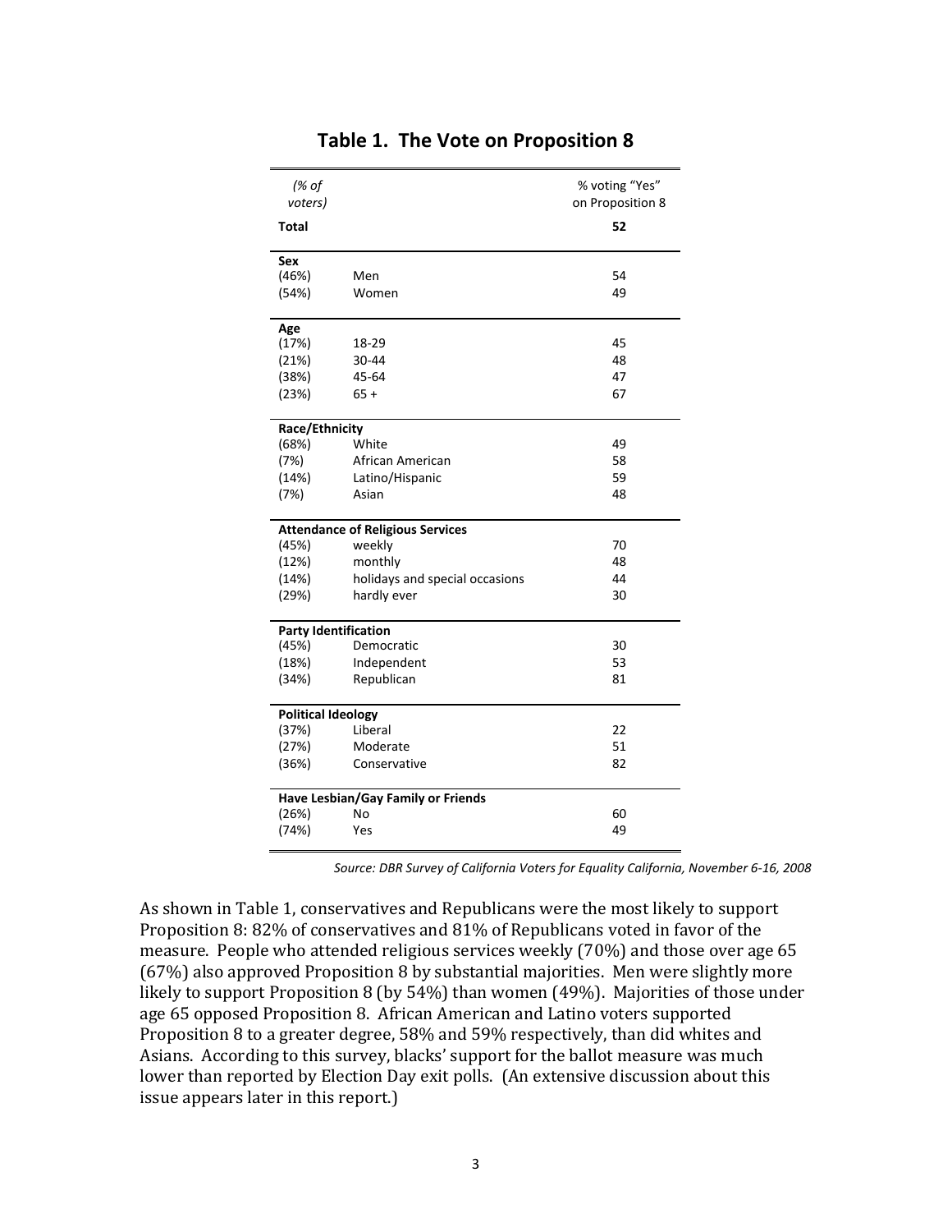## Table 1. The Vote on Proposition 8

| *(% of voters)* | | % voting "Yes" on Proposition 8 |
|---|---|---|
| **Total** | | **52** |
| **Sex** | | |
| (46%) | Men | 54 |
| (54%) | Women | 49 |
| **Age** | | |
| (17%) | 18-29 | 45 |
| (21%) | 30-44 | 48 |
| (38%) | 45-64 | 47 |
| (23%) | 65 + | 67 |
| **Race/Ethnicity** | | |
| (68%) | White | 49 |
| (7%) | African American | 58 |
| (14%) | Latino/Hispanic | 59 |
| (7%) | Asian | 48 |
| **Attendance of Religious Services** | | |
| (45%) | weekly | 70 |
| (12%) | monthly | 48 |
| (14%) | holidays and special occasions | 44 |
| (29%) | hardly ever | 30 |
| **Party Identification** | | |
| (45%) | Democratic | 30 |
| (18%) | Independent | 53 |
| (34%) | Republican | 81 |
| **Political Ideology** | | |
| (37%) | Liberal | 22 |
| (27%) | Moderate | 51 |
| (36%) | Conservative | 82 |
| **Have Lesbian/Gay Family or Friends** | | |
| (26%) | No | 60 |
| (74%) | Yes | 49 |

*Source: DBR Survey of California Voters for Equality California, November 6-16, 2008*

As shown in Table 1, conservatives and Republicans were the most likely to support Proposition 8: 82% of conservatives and 81% of Republicans voted in favor of the measure. People who attended religious services weekly (70%) and those over age 65 (67%) also approved Proposition 8 by substantial majorities. Men were slightly more likely to support Proposition 8 (by 54%) than women (49%). Majorities of those under age 65 opposed Proposition 8. African American and Latino voters supported Proposition 8 to a greater degree, 58% and 59% respectively, than did whites and Asians. According to this survey, blacks' support for the ballot measure was much lower than reported by Election Day exit polls. (An extensive discussion about this issue appears later in this report.)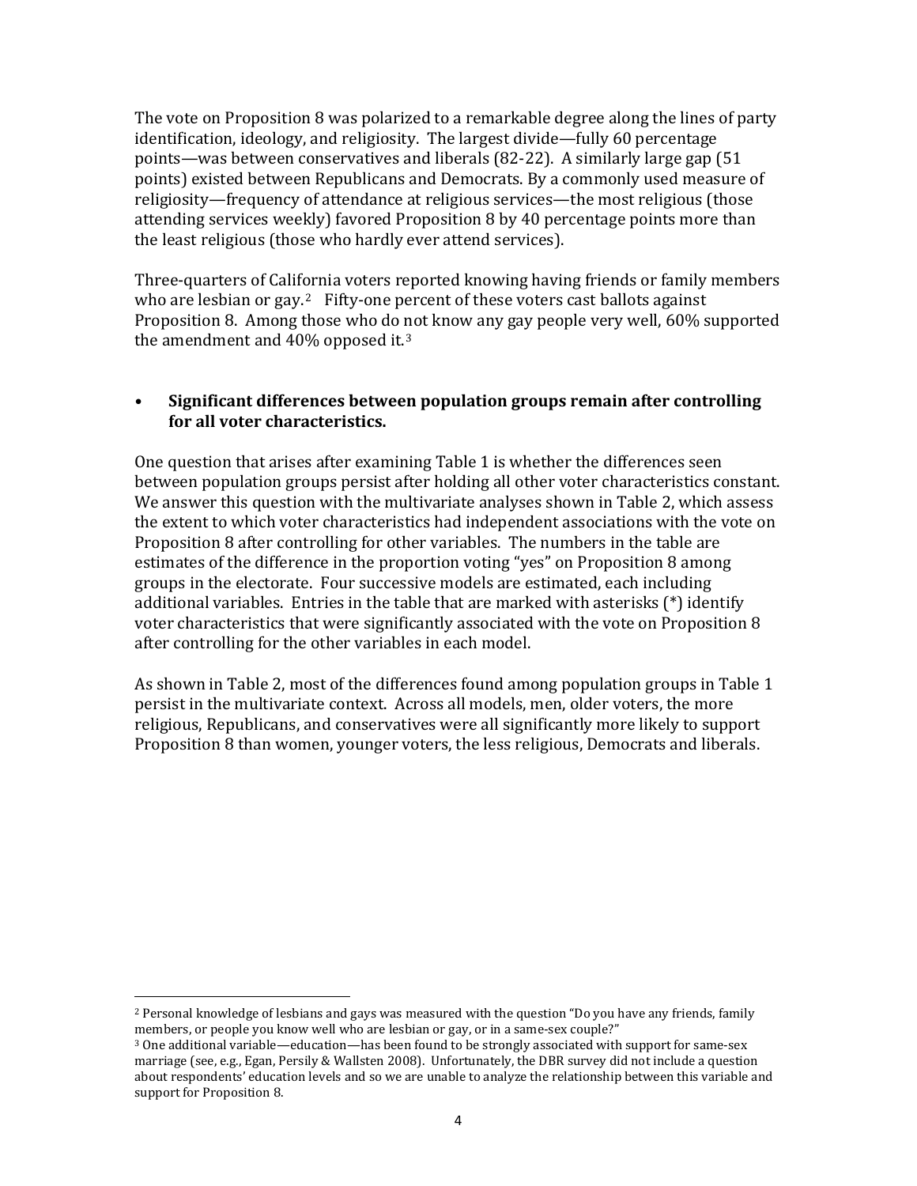The vote on Proposition 8 was polarized to a remarkable degree along the lines of party identification, ideology, and religiosity. The largest divide—fully 60 percentage points—was between conservatives and liberals (82-22). A similarly large gap (51 points) existed between Republicans and Democrats. By a commonly used measure of religiosity—frequency of attendance at religious services—the most religious (those attending services weekly) favored Proposition 8 by 40 percentage points more than the least religious (those who hardly ever attend services).

Three-quarters of California voters reported knowing having friends or family members who are lesbian or gay.[2] Fifty-one percent of these voters cast ballots against Proposition 8. Among those who do not know any gay people very well, 60% supported the amendment and 40% opposed it.[3]

- **Significant differences between population groups remain after controlling for all voter characteristics.**

One question that arises after examining Table 1 is whether the differences seen between population groups persist after holding all other voter characteristics constant. We answer this question with the multivariate analyses shown in Table 2, which assess the extent to which voter characteristics had independent associations with the vote on Proposition 8 after controlling for other variables. The numbers in the table are estimates of the difference in the proportion voting "yes" on Proposition 8 among groups in the electorate. Four successive models are estimated, each including additional variables. Entries in the table that are marked with asterisks (*) identify voter characteristics that were significantly associated with the vote on Proposition 8 after controlling for the other variables in each model.

As shown in Table 2, most of the differences found among population groups in Table 1 persist in the multivariate context. Across all models, men, older voters, the more religious, Republicans, and conservatives were all significantly more likely to support Proposition 8 than women, younger voters, the less religious, Democrats and liberals.

---

[2] Personal knowledge of lesbians and gays was measured with the question "Do you have any friends, family members, or people you know well who are lesbian or gay, or in a same-sex couple?"

[3] One additional variable—education—has been found to be strongly associated with support for same-sex marriage (see, e.g., Egan, Persily & Wallsten 2008). Unfortunately, the DBR survey did not include a question about respondents' education levels and so we are unable to analyze the relationship between this variable and support for Proposition 8.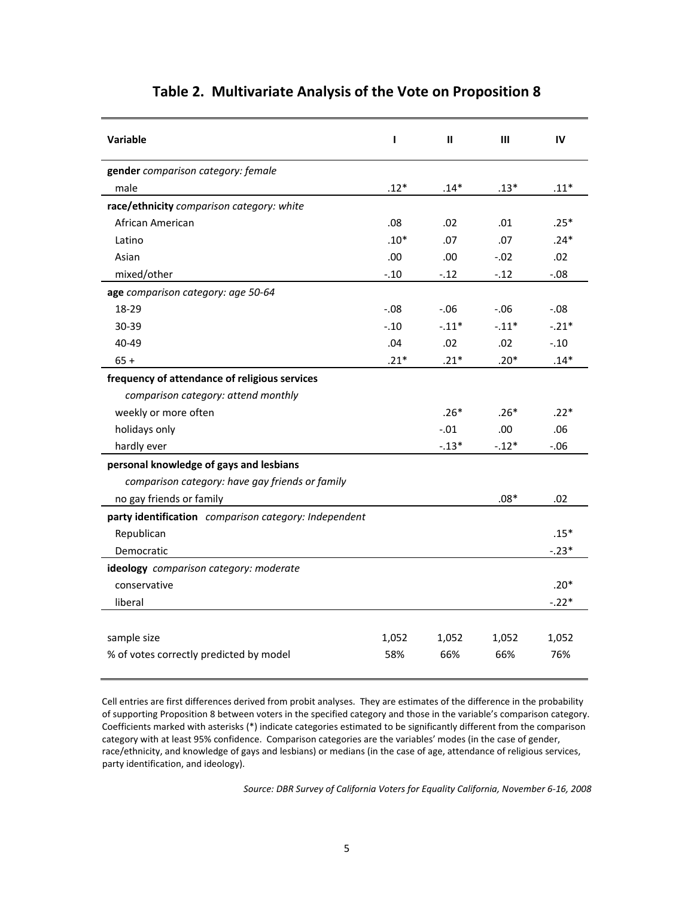## Table 2. Multivariate Analysis of the Vote on Proposition 8

| Variable | I | II | III | IV |
|---|---|---|---|---|
| **gender** *comparison category: female* | | | | |
| male | .12* | .14* | .13* | .11* |
| **race/ethnicity** *comparison category: white* | | | | |
| African American | .08 | .02 | .01 | .25* |
| Latino | .10* | .07 | .07 | .24* |
| Asian | .00 | .00 | -.02 | .02 |
| mixed/other | -.10 | -.12 | -.12 | -.08 |
| **age** *comparison category: age 50-64* | | | | |
| 18-29 | -.08 | -.06 | -.06 | -.08 |
| 30-39 | -.10 | -.11* | -.11* | -.21* |
| 40-49 | .04 | .02 | .02 | -.10 |
| 65 + | .21* | .21* | .20* | .14* |
| **frequency of attendance of religious services** *comparison category: attend monthly* | | | | |
| weekly or more often | | .26* | .26* | .22* |
| holidays only | | -.01 | .00 | .06 |
| hardly ever | | -.13* | -.12* | -.06 |
| **personal knowledge of gays and lesbians** *comparison category: have gay friends or family* | | | | |
| no gay friends or family | | | .08* | .02 |
| **party identification** *comparison category: Independent* | | | | |
| Republican | | | | .15* |
| Democratic | | | | -.23* |
| **ideology** *comparison category: moderate* | | | | |
| conservative | | | | .20* |
| liberal | | | | -.22* |
| sample size | 1,052 | 1,052 | 1,052 | 1,052 |
| % of votes correctly predicted by model | 58% | 66% | 66% | 76% |

Cell entries are first differences derived from probit analyses. They are estimates of the difference in the probability of supporting Proposition 8 between voters in the specified category and those in the variable's comparison category. Coefficients marked with asterisks (*) indicate categories estimated to be significantly different from the comparison category with at least 95% confidence. Comparison categories are the variables' modes (in the case of gender, race/ethnicity, and knowledge of gays and lesbians) or medians (in the case of age, attendance of religious services, party identification, and ideology).

*Source: DBR Survey of California Voters for Equality California, November 6-16, 2008*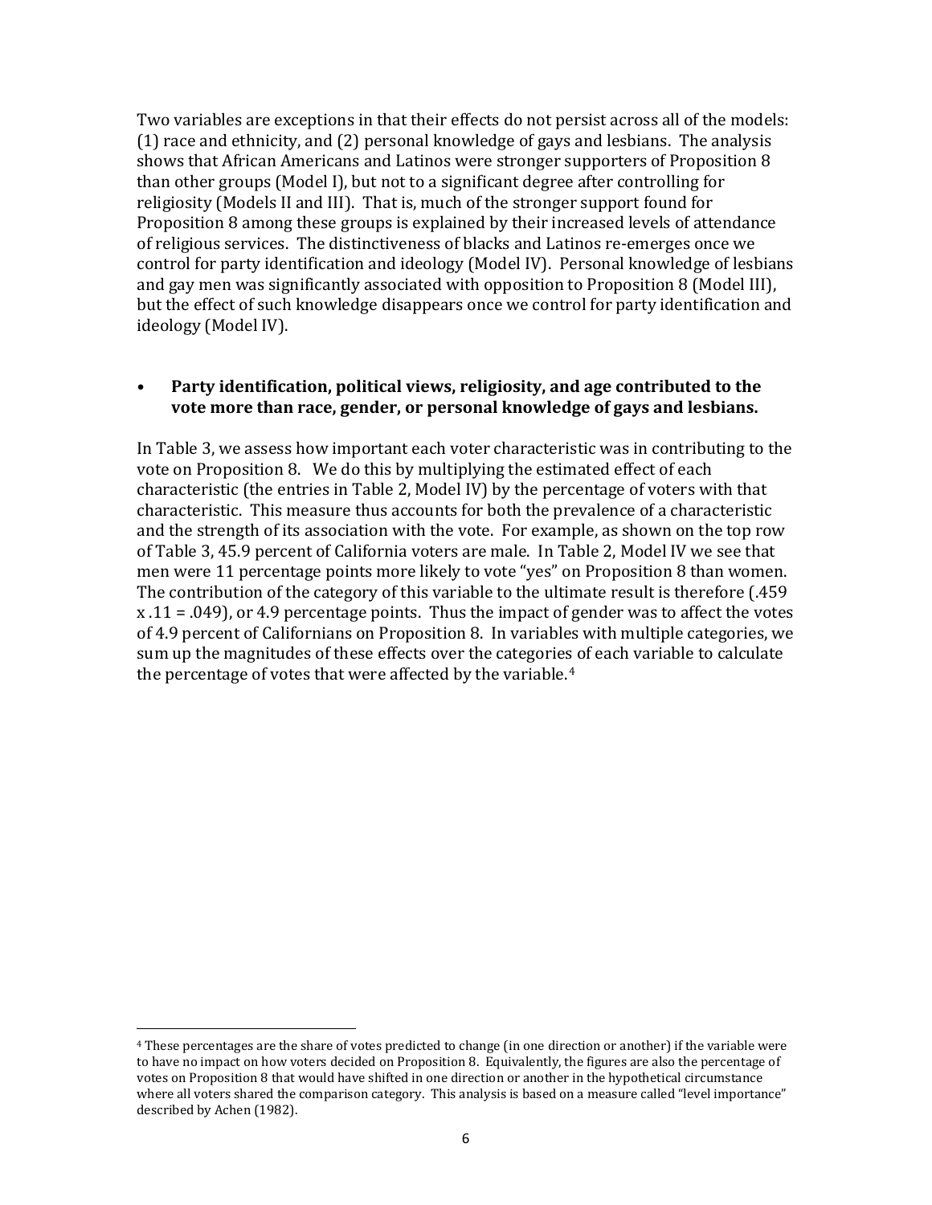Two variables are exceptions in that their effects do not persist across all of the models: (1) race and ethnicity, and (2) personal knowledge of gays and lesbians. The analysis shows that African Americans and Latinos were stronger supporters of Proposition 8 than other groups (Model I), but not to a significant degree after controlling for religiosity (Models II and III). That is, much of the stronger support found for Proposition 8 among these groups is explained by their increased levels of attendance of religious services. The distinctiveness of blacks and Latinos re-emerges once we control for party identification and ideology (Model IV). Personal knowledge of lesbians and gay men was significantly associated with opposition to Proposition 8 (Model III), but the effect of such knowledge disappears once we control for party identification and ideology (Model IV).

- **Party identification, political views, religiosity, and age contributed to the vote more than race, gender, or personal knowledge of gays and lesbians.**

In Table 3, we assess how important each voter characteristic was in contributing to the vote on Proposition 8. We do this by multiplying the estimated effect of each characteristic (the entries in Table 2, Model IV) by the percentage of voters with that characteristic. This measure thus accounts for both the prevalence of a characteristic and the strength of its association with the vote. For example, as shown on the top row of Table 3, 45.9 percent of California voters are male. In Table 2, Model IV we see that men were 11 percentage points more likely to vote "yes" on Proposition 8 than women. The contribution of the category of this variable to the ultimate result is therefore (.459 x .11 = .049), or 4.9 percentage points. Thus the impact of gender was to affect the votes of 4.9 percent of Californians on Proposition 8. In variables with multiple categories, we sum up the magnitudes of these effects over the categories of each variable to calculate the percentage of votes that were affected by the variable.[4]

[4] These percentages are the share of votes predicted to change (in one direction or another) if the variable were to have no impact on how voters decided on Proposition 8. Equivalently, the figures are also the percentage of votes on Proposition 8 that would have shifted in one direction or another in the hypothetical circumstance where all voters shared the comparison category. This analysis is based on a measure called "level importance" described by Achen (1982).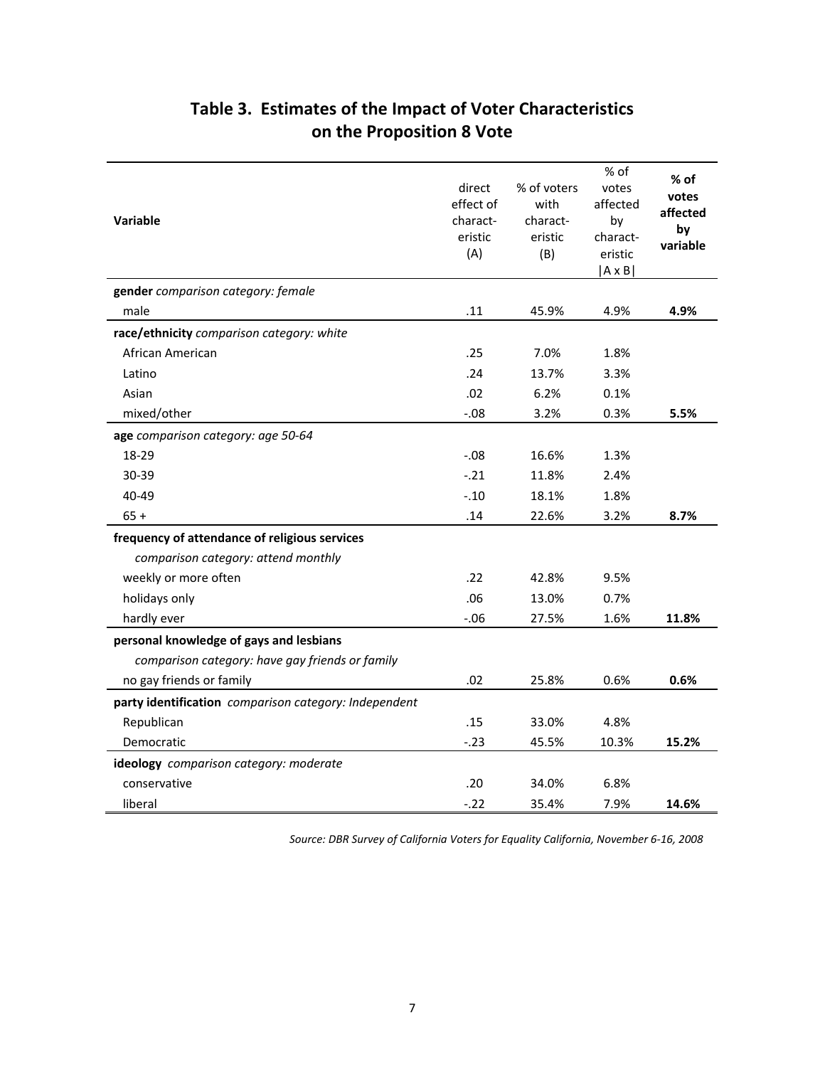## Table 3. Estimates of the Impact of Voter Characteristics on the Proposition 8 Vote

| Variable | direct effect of characteristic (A) | % of voters with characteristic (B) | % of votes affected by characteristic \|A x B\| | **% of votes affected by variable** |
|---|---|---|---|---|
| **gender** *comparison category: female* | | | | |
| male | .11 | 45.9% | 4.9% | **4.9%** |
| **race/ethnicity** *comparison category: white* | | | | |
| African American | .25 | 7.0% | 1.8% | |
| Latino | .24 | 13.7% | 3.3% | |
| Asian | .02 | 6.2% | 0.1% | |
| mixed/other | -.08 | 3.2% | 0.3% | **5.5%** |
| **age** *comparison category: age 50-64* | | | | |
| 18-29 | -.08 | 16.6% | 1.3% | |
| 30-39 | -.21 | 11.8% | 2.4% | |
| 40-49 | -.10 | 18.1% | 1.8% | |
| 65 + | .14 | 22.6% | 3.2% | **8.7%** |
| **frequency of attendance of religious services** | | | | |
| *comparison category: attend monthly* | | | | |
| weekly or more often | .22 | 42.8% | 9.5% | |
| holidays only | .06 | 13.0% | 0.7% | |
| hardly ever | -.06 | 27.5% | 1.6% | **11.8%** |
| **personal knowledge of gays and lesbians** | | | | |
| *comparison category: have gay friends or family* | | | | |
| no gay friends or family | .02 | 25.8% | 0.6% | **0.6%** |
| **party identification** *comparison category: Independent* | | | | |
| Republican | .15 | 33.0% | 4.8% | |
| Democratic | -.23 | 45.5% | 10.3% | **15.2%** |
| **ideology** *comparison category: moderate* | | | | |
| conservative | .20 | 34.0% | 6.8% | |
| liberal | -.22 | 35.4% | 7.9% | **14.6%** |

*Source: DBR Survey of California Voters for Equality California, November 6-16, 2008*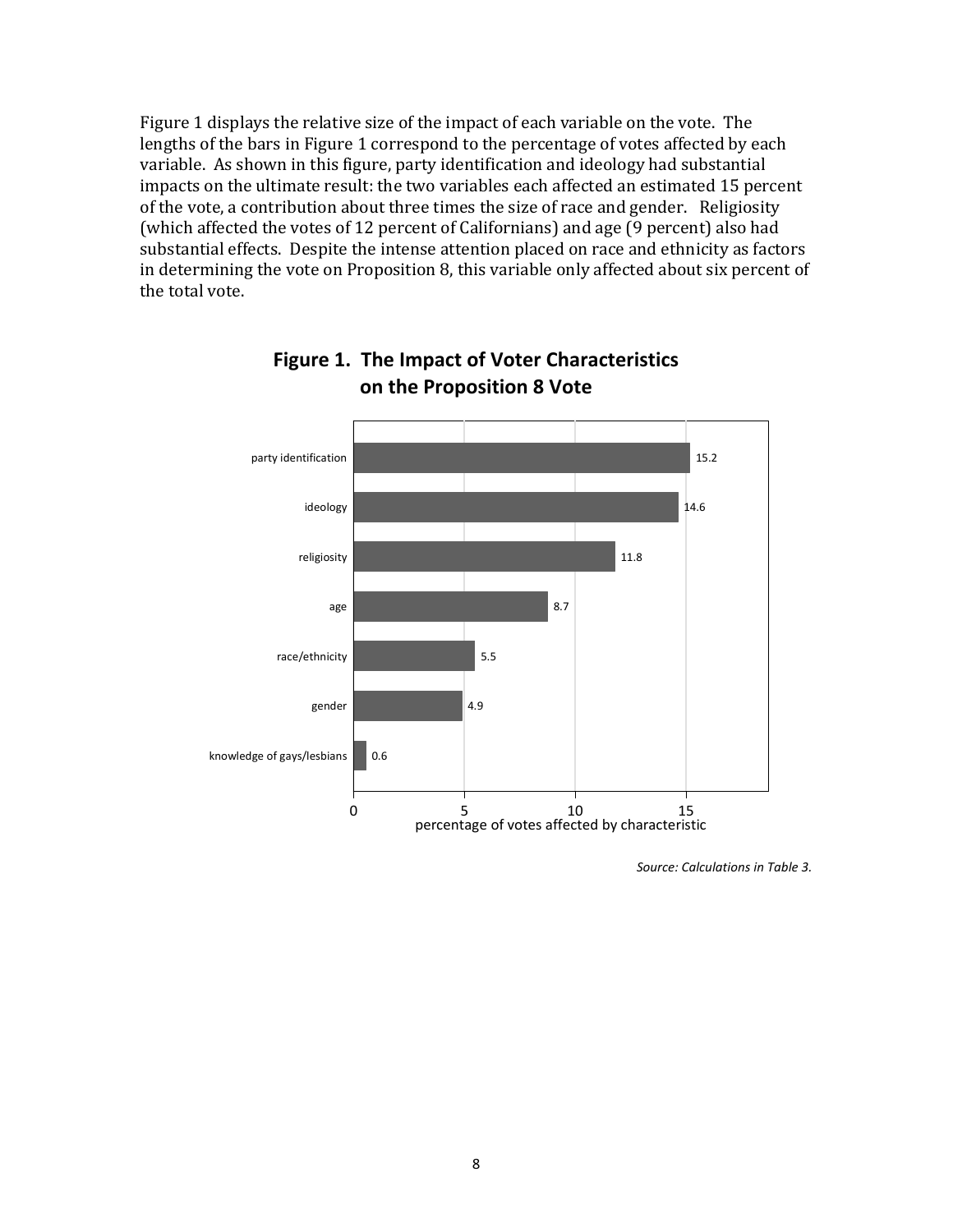Figure 1 displays the relative size of the impact of each variable on the vote. The lengths of the bars in Figure 1 correspond to the percentage of votes affected by each variable. As shown in this figure, party identification and ideology had substantial impacts on the ultimate result: the two variables each affected an estimated 15 percent of the vote, a contribution about three times the size of race and gender. Religiosity (which affected the votes of 12 percent of Californians) and age (9 percent) also had substantial effects. Despite the intense attention placed on race and ethnicity as factors in determining the vote on Proposition 8, this variable only affected about six percent of the total vote.

**Figure 1. The Impact of Voter Characteristics on the Proposition 8 Vote**

| Characteristic | Percentage of votes affected by characteristic |
|---|---|
| party identification | 15.2 |
| ideology | 14.6 |
| religiosity | 11.8 |
| age | 8.7 |
| race/ethnicity | 5.5 |
| gender | 4.9 |
| knowledge of gays/lesbians | 0.6 |

*Source: Calculations in Table 3.*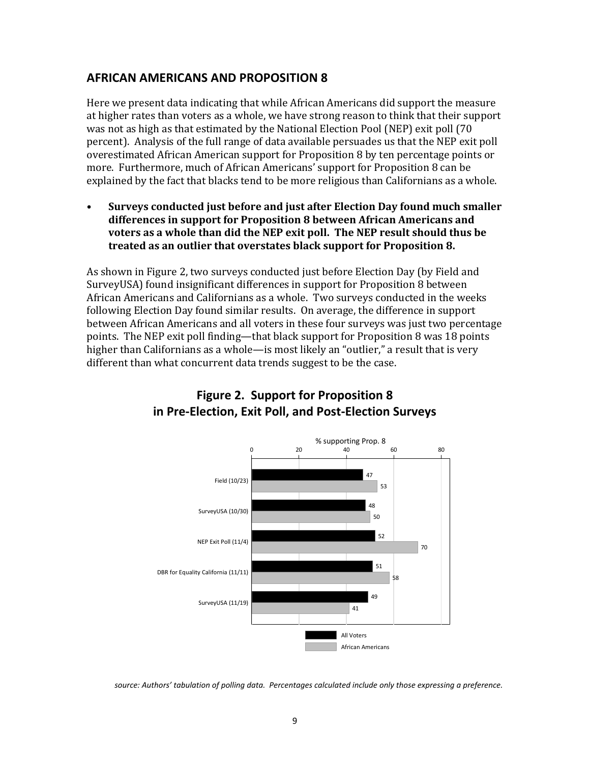## AFRICAN AMERICANS AND PROPOSITION 8

Here we present data indicating that while African Americans did support the measure at higher rates than voters as a whole, we have strong reason to think that their support was not as high as that estimated by the National Election Pool (NEP) exit poll (70 percent). Analysis of the full range of data available persuades us that the NEP exit poll overestimated African American support for Proposition 8 by ten percentage points or more. Furthermore, much of African Americans' support for Proposition 8 can be explained by the fact that blacks tend to be more religious than Californians as a whole.

- **Surveys conducted just before and just after Election Day found much smaller differences in support for Proposition 8 between African Americans and voters as a whole than did the NEP exit poll. The NEP result should thus be treated as an outlier that overstates black support for Proposition 8.**

As shown in Figure 2, two surveys conducted just before Election Day (by Field and SurveyUSA) found insignificant differences in support for Proposition 8 between African Americans and Californians as a whole. Two surveys conducted in the weeks following Election Day found similar results. On average, the difference in support between African Americans and all voters in these four surveys was just two percentage points. The NEP exit poll finding—that black support for Proposition 8 was 18 points higher than Californians as a whole—is most likely an "outlier," a result that is very different than what concurrent data trends suggest to be the case.

### Figure 2. Support for Proposition 8 in Pre-Election, Exit Poll, and Post-Election Surveys

| % supporting Prop. 8 | All Voters | African Americans |
|---|---|---|
| Field (10/23) | 47 | 53 |
| SurveyUSA (10/30) | 48 | 50 |
| NEP Exit Poll (11/4) | 52 | 70 |
| DBR for Equality California (11/11) | 51 | 58 |
| SurveyUSA (11/19) | 49 | 41 |

*source: Authors' tabulation of polling data. Percentages calculated include only those expressing a preference.*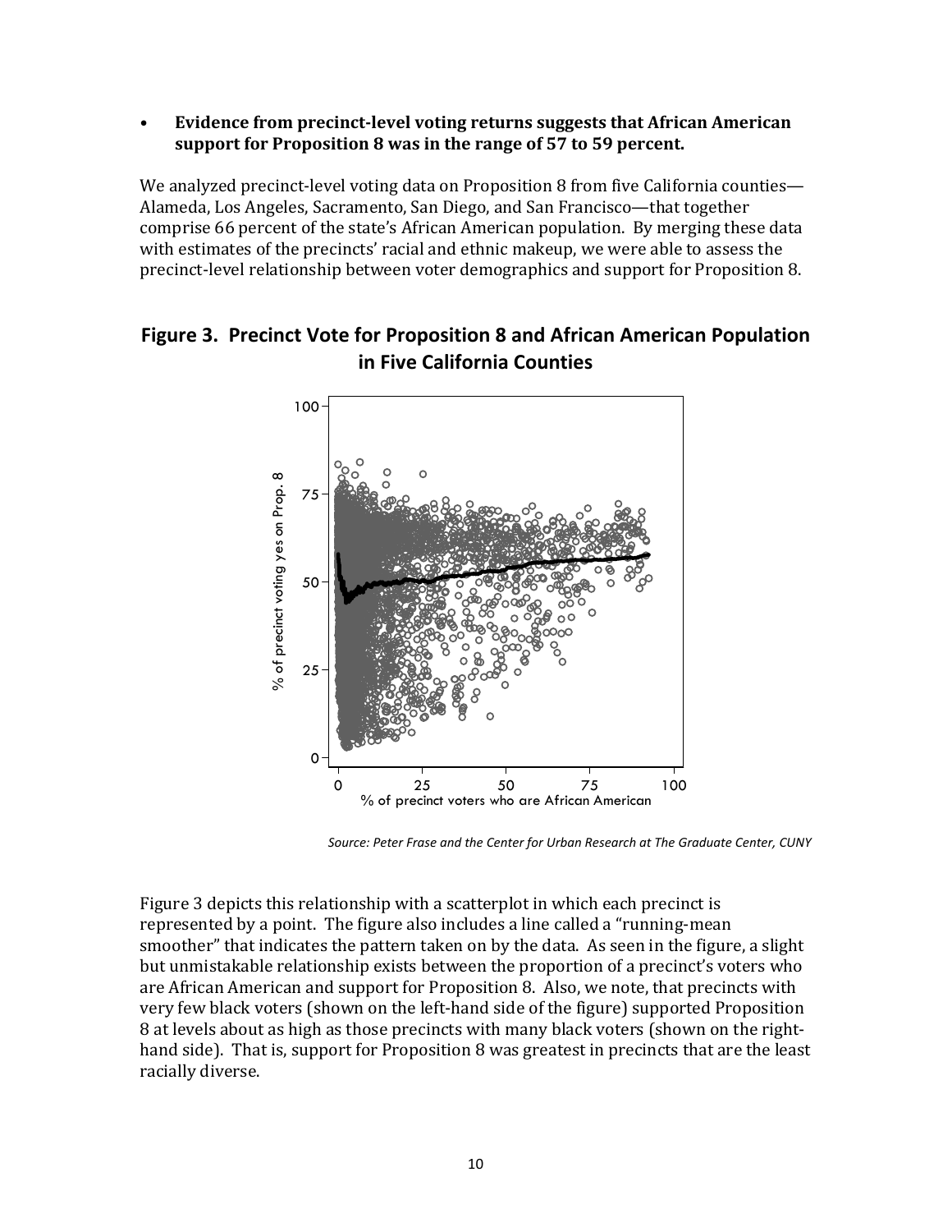- **Evidence from precinct-level voting returns suggests that African American support for Proposition 8 was in the range of 57 to 59 percent.**

We analyzed precinct-level voting data on Proposition 8 from five California counties—Alameda, Los Angeles, Sacramento, San Diego, and San Francisco—that together comprise 66 percent of the state's African American population. By merging these data with estimates of the precincts' racial and ethnic makeup, we were able to assess the precinct-level relationship between voter demographics and support for Proposition 8.

## Figure 3. Precinct Vote for Proposition 8 and African American Population in Five California Counties

*Source: Peter Frase and the Center for Urban Research at The Graduate Center, CUNY*

Figure 3 depicts this relationship with a scatterplot in which each precinct is represented by a point. The figure also includes a line called a "running-mean smoother" that indicates the pattern taken on by the data. As seen in the figure, a slight but unmistakable relationship exists between the proportion of a precinct's voters who are African American and support for Proposition 8. Also, we note, that precincts with very few black voters (shown on the left-hand side of the figure) supported Proposition 8 at levels about as high as those precincts with many black voters (shown on the right-hand side). That is, support for Proposition 8 was greatest in precincts that are the least racially diverse.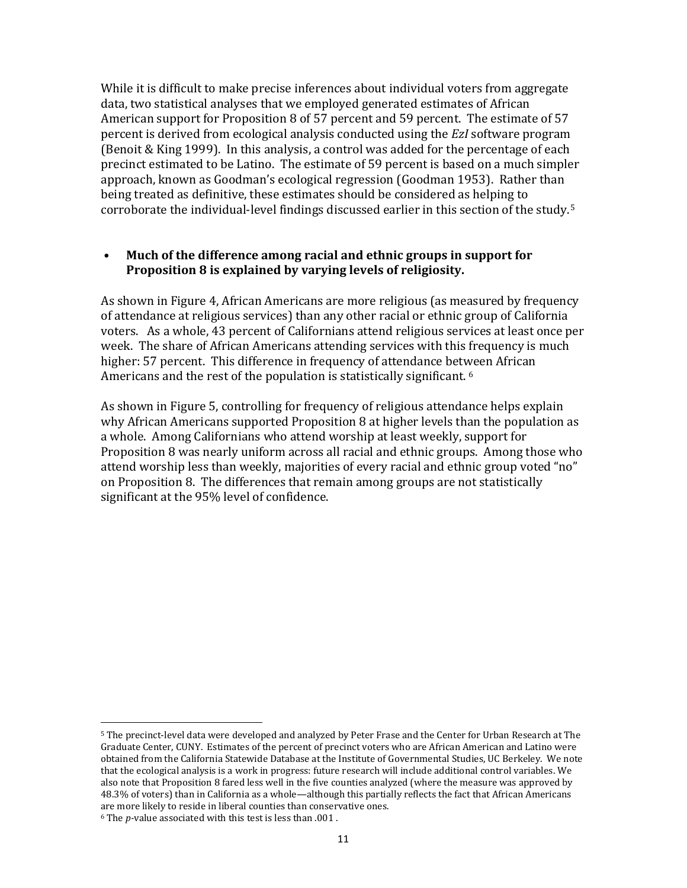While it is difficult to make precise inferences about individual voters from aggregate data, two statistical analyses that we employed generated estimates of African American support for Proposition 8 of 57 percent and 59 percent. The estimate of 57 percent is derived from ecological analysis conducted using the *EzI* software program (Benoit & King 1999). In this analysis, a control was added for the percentage of each precinct estimated to be Latino. The estimate of 59 percent is based on a much simpler approach, known as Goodman's ecological regression (Goodman 1953). Rather than being treated as definitive, these estimates should be considered as helping to corroborate the individual-level findings discussed earlier in this section of the study.[5]

- **Much of the difference among racial and ethnic groups in support for Proposition 8 is explained by varying levels of religiosity.**

As shown in Figure 4, African Americans are more religious (as measured by frequency of attendance at religious services) than any other racial or ethnic group of California voters. As a whole, 43 percent of Californians attend religious services at least once per week. The share of African Americans attending services with this frequency is much higher: 57 percent. This difference in frequency of attendance between African Americans and the rest of the population is statistically significant.[6]

As shown in Figure 5, controlling for frequency of religious attendance helps explain why African Americans supported Proposition 8 at higher levels than the population as a whole. Among Californians who attend worship at least weekly, support for Proposition 8 was nearly uniform across all racial and ethnic groups. Among those who attend worship less than weekly, majorities of every racial and ethnic group voted "no" on Proposition 8. The differences that remain among groups are not statistically significant at the 95% level of confidence.

---

[5] The precinct-level data were developed and analyzed by Peter Frase and the Center for Urban Research at The Graduate Center, CUNY. Estimates of the percent of precinct voters who are African American and Latino were obtained from the California Statewide Database at the Institute of Governmental Studies, UC Berkeley. We note that the ecological analysis is a work in progress: future research will include additional control variables. We also note that Proposition 8 fared less well in the five counties analyzed (where the measure was approved by 48.3% of voters) than in California as a whole—although this partially reflects the fact that African Americans are more likely to reside in liberal counties than conservative ones.

[6] The $p$-value associated with this test is less than .001 .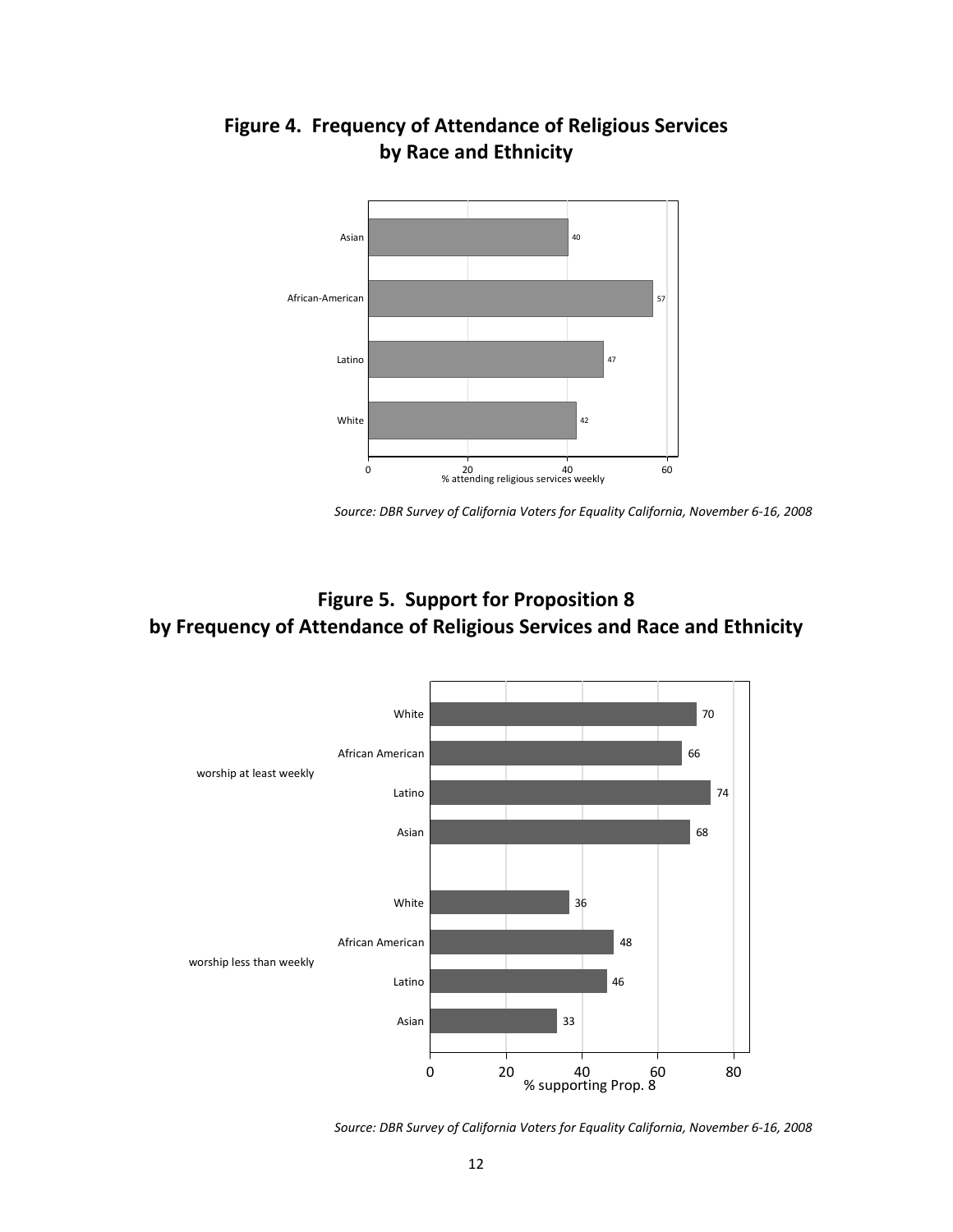## Figure 4. Frequency of Attendance of Religious Services by Race and Ethnicity

| Race/Ethnicity | % attending religious services weekly |
|---|---|
| Asian | 40 |
| African-American | 57 |
| Latino | 47 |
| White | 42 |

*Source: DBR Survey of California Voters for Equality California, November 6-16, 2008*

## Figure 5. Support for Proposition 8 by Frequency of Attendance of Religious Services and Race and Ethnicity

| Attendance | Race/Ethnicity | % supporting Prop. 8 |
|---|---|---|
| worship at least weekly | White | 70 |
| | African American | 66 |
| | Latino | 74 |
| | Asian | 68 |
| worship less than weekly | White | 36 |
| | African American | 48 |
| | Latino | 46 |
| | Asian | 33 |

*Source: DBR Survey of California Voters for Equality California, November 6-16, 2008*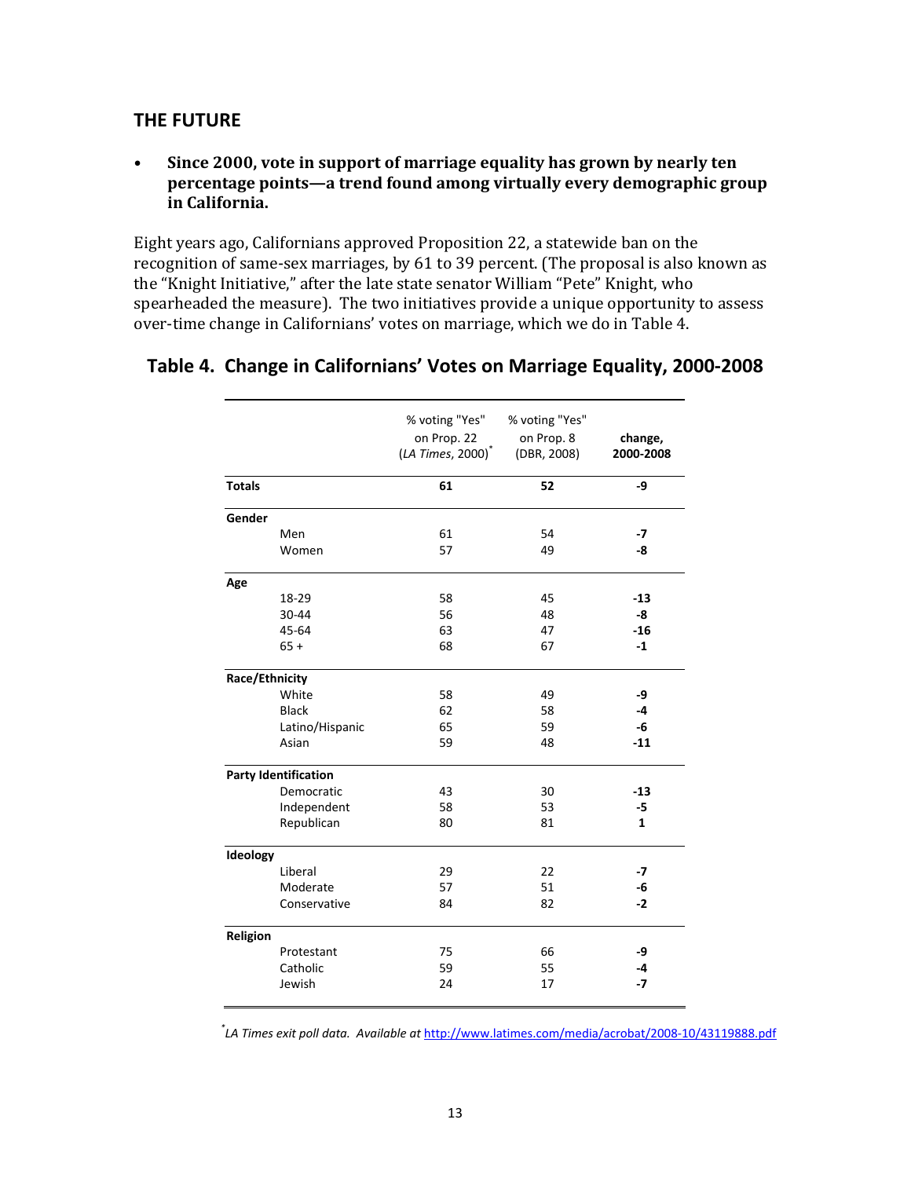## THE FUTURE

- **Since 2000, vote in support of marriage equality has grown by nearly ten percentage points—a trend found among virtually every demographic group in California.**

Eight years ago, Californians approved Proposition 22, a statewide ban on the recognition of same-sex marriages, by 61 to 39 percent. (The proposal is also known as the "Knight Initiative," after the late state senator William "Pete" Knight, who spearheaded the measure). The two initiatives provide a unique opportunity to assess over-time change in Californians' votes on marriage, which we do in Table 4.

### Table 4. Change in Californians' Votes on Marriage Equality, 2000-2008

| | | % voting "Yes" on Prop. 22 (*LA Times*, 2000)* | % voting "Yes" on Prop. 8 (DBR, 2008) | **change, 2000-2008** |
|---|---|---|---|---|
| **Totals** | | **61** | **52** | **-9** |
| **Gender** | | | | |
| | Men | 61 | 54 | **-7** |
| | Women | 57 | 49 | **-8** |
| **Age** | | | | |
| | 18-29 | 58 | 45 | **-13** |
| | 30-44 | 56 | 48 | **-8** |
| | 45-64 | 63 | 47 | **-16** |
| | 65 + | 68 | 67 | **-1** |
| **Race/Ethnicity** | | | | |
| | White | 58 | 49 | **-9** |
| | Black | 62 | 58 | **-4** |
| | Latino/Hispanic | 65 | 59 | **-6** |
| | Asian | 59 | 48 | **-11** |
| **Party Identification** | | | | |
| | Democratic | 43 | 30 | **-13** |
| | Independent | 58 | 53 | **-5** |
| | Republican | 80 | 81 | **1** |
| **Ideology** | | | | |
| | Liberal | 29 | 22 | **-7** |
| | Moderate | 57 | 51 | **-6** |
| | Conservative | 84 | 82 | **-2** |
| **Religion** | | | | |
| | Protestant | 75 | 66 | **-9** |
| | Catholic | 59 | 55 | **-4** |
| | Jewish | 24 | 17 | **-7** |

**LA Times exit poll data. Available at* http://www.latimes.com/media/acrobat/2008-10/43119888.pdf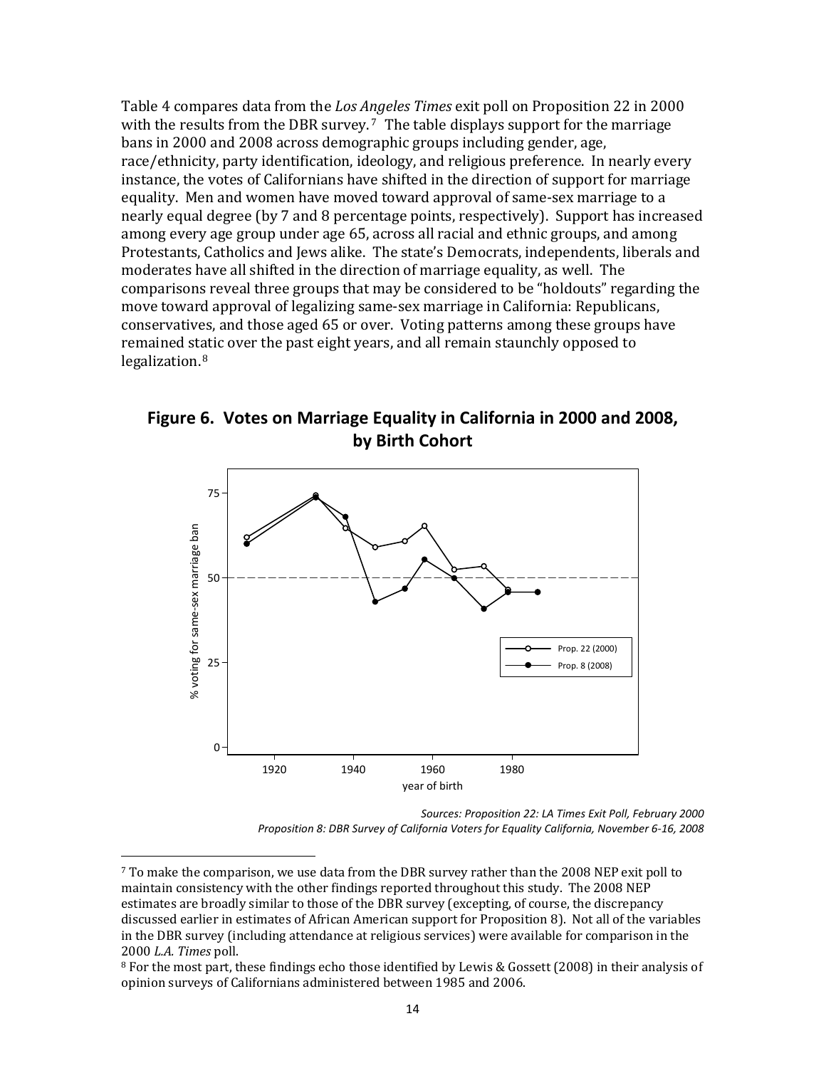Table 4 compares data from the *Los Angeles Times* exit poll on Proposition 22 in 2000 with the results from the DBR survey.[7] The table displays support for the marriage bans in 2000 and 2008 across demographic groups including gender, age, race/ethnicity, party identification, ideology, and religious preference. In nearly every instance, the votes of Californians have shifted in the direction of support for marriage equality. Men and women have moved toward approval of same-sex marriage to a nearly equal degree (by 7 and 8 percentage points, respectively). Support has increased among every age group under age 65, across all racial and ethnic groups, and among Protestants, Catholics and Jews alike. The state's Democrats, independents, liberals and moderates have all shifted in the direction of marriage equality, as well. The comparisons reveal three groups that may be considered to be "holdouts" regarding the move toward approval of legalizing same-sex marriage in California: Republicans, conservatives, and those aged 65 or over. Voting patterns among these groups have remained static over the past eight years, and all remain staunchly opposed to legalization.[8]

**Figure 6. Votes on Marriage Equality in California in 2000 and 2008, by Birth Cohort**

*Sources: Proposition 22: LA Times Exit Poll, February 2000*
*Proposition 8: DBR Survey of California Voters for Equality California, November 6-16, 2008*

---

[7] To make the comparison, we use data from the DBR survey rather than the 2008 NEP exit poll to maintain consistency with the other findings reported throughout this study. The 2008 NEP estimates are broadly similar to those of the DBR survey (excepting, of course, the discrepancy discussed earlier in estimates of African American support for Proposition 8). Not all of the variables in the DBR survey (including attendance at religious services) were available for comparison in the 2000 *L.A. Times* poll.

[8] For the most part, these findings echo those identified by Lewis & Gossett (2008) in their analysis of opinion surveys of Californians administered between 1985 and 2006.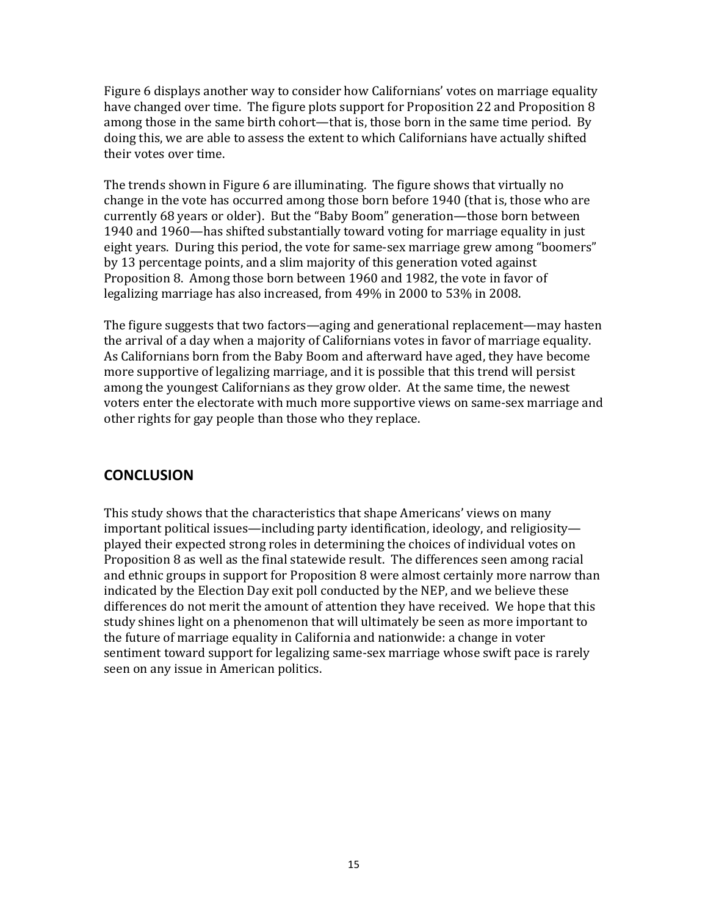Figure 6 displays another way to consider how Californians' votes on marriage equality have changed over time. The figure plots support for Proposition 22 and Proposition 8 among those in the same birth cohort—that is, those born in the same time period. By doing this, we are able to assess the extent to which Californians have actually shifted their votes over time.

The trends shown in Figure 6 are illuminating. The figure shows that virtually no change in the vote has occurred among those born before 1940 (that is, those who are currently 68 years or older). But the "Baby Boom" generation—those born between 1940 and 1960—has shifted substantially toward voting for marriage equality in just eight years. During this period, the vote for same-sex marriage grew among "boomers" by 13 percentage points, and a slim majority of this generation voted against Proposition 8. Among those born between 1960 and 1982, the vote in favor of legalizing marriage has also increased, from 49% in 2000 to 53% in 2008.

The figure suggests that two factors—aging and generational replacement—may hasten the arrival of a day when a majority of Californians votes in favor of marriage equality. As Californians born from the Baby Boom and afterward have aged, they have become more supportive of legalizing marriage, and it is possible that this trend will persist among the youngest Californians as they grow older. At the same time, the newest voters enter the electorate with much more supportive views on same-sex marriage and other rights for gay people than those who they replace.

## CONCLUSION

This study shows that the characteristics that shape Americans' views on many important political issues—including party identification, ideology, and religiosity—played their expected strong roles in determining the choices of individual votes on Proposition 8 as well as the final statewide result. The differences seen among racial and ethnic groups in support for Proposition 8 were almost certainly more narrow than indicated by the Election Day exit poll conducted by the NEP, and we believe these differences do not merit the amount of attention they have received. We hope that this study shines light on a phenomenon that will ultimately be seen as more important to the future of marriage equality in California and nationwide: a change in voter sentiment toward support for legalizing same-sex marriage whose swift pace is rarely seen on any issue in American politics.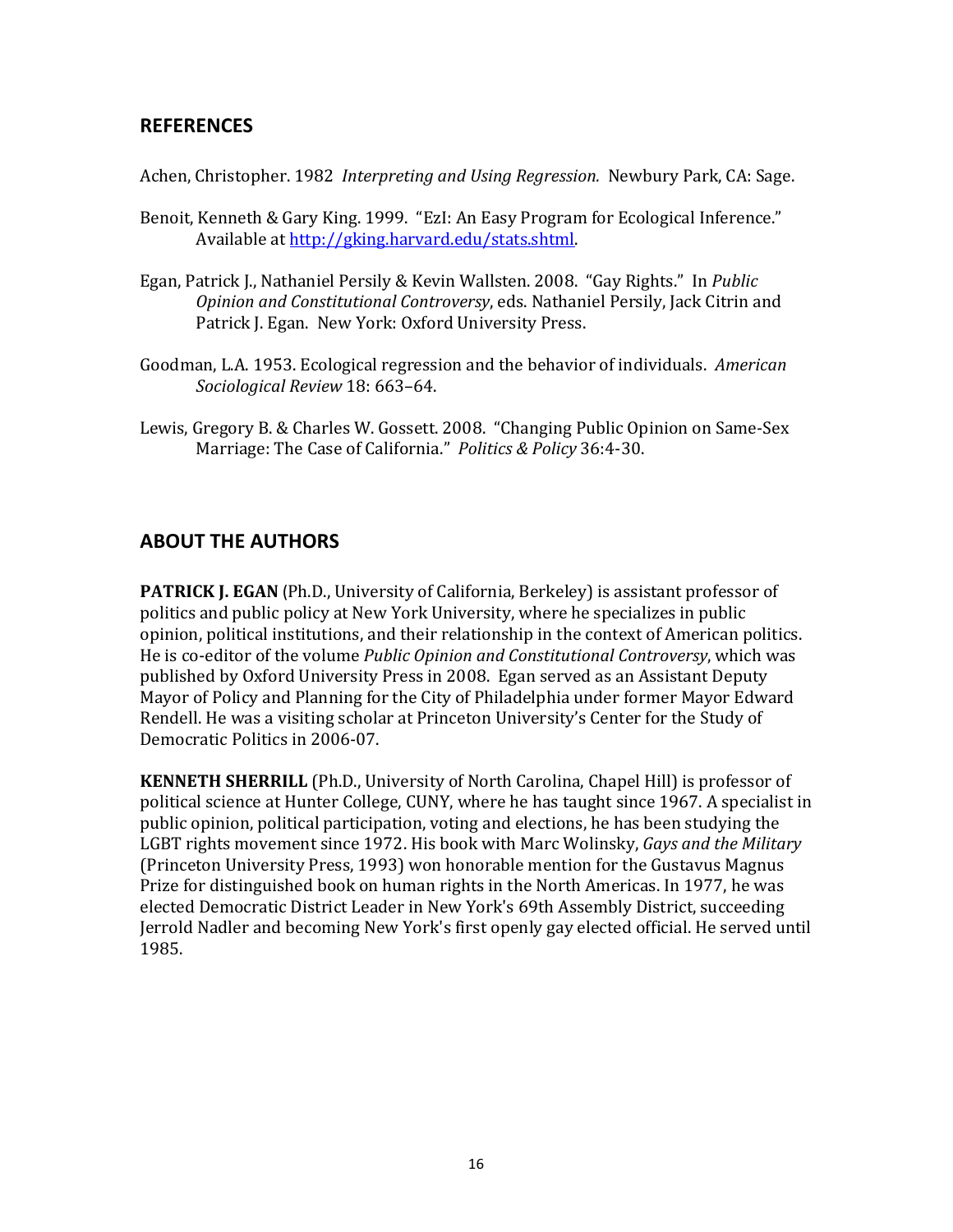## REFERENCES

Achen, Christopher. 1982 *Interpreting and Using Regression.* Newbury Park, CA: Sage.

Benoit, Kenneth & Gary King. 1999. "EzI: An Easy Program for Ecological Inference." Available at [http://gking.harvard.edu/stats.shtml](http://gking.harvard.edu/stats.shtml).

Egan, Patrick J., Nathaniel Persily & Kevin Wallsten. 2008. "Gay Rights." In *Public Opinion and Constitutional Controversy*, eds. Nathaniel Persily, Jack Citrin and Patrick J. Egan. New York: Oxford University Press.

Goodman, L.A. 1953. Ecological regression and the behavior of individuals. *American Sociological Review* 18: 663–64.

Lewis, Gregory B. & Charles W. Gossett. 2008. "Changing Public Opinion on Same-Sex Marriage: The Case of California." *Politics & Policy* 36:4-30.

## ABOUT THE AUTHORS

**PATRICK J. EGAN** (Ph.D., University of California, Berkeley) is assistant professor of politics and public policy at New York University, where he specializes in public opinion, political institutions, and their relationship in the context of American politics. He is co-editor of the volume *Public Opinion and Constitutional Controversy*, which was published by Oxford University Press in 2008. Egan served as an Assistant Deputy Mayor of Policy and Planning for the City of Philadelphia under former Mayor Edward Rendell. He was a visiting scholar at Princeton University's Center for the Study of Democratic Politics in 2006-07.

**KENNETH SHERRILL** (Ph.D., University of North Carolina, Chapel Hill) is professor of political science at Hunter College, CUNY, where he has taught since 1967. A specialist in public opinion, political participation, voting and elections, he has been studying the LGBT rights movement since 1972. His book with Marc Wolinsky, *Gays and the Military* (Princeton University Press, 1993) won honorable mention for the Gustavus Magnus Prize for distinguished book on human rights in the North Americas. In 1977, he was elected Democratic District Leader in New York's 69th Assembly District, succeeding Jerrold Nadler and becoming New York's first openly gay elected official. He served until 1985.